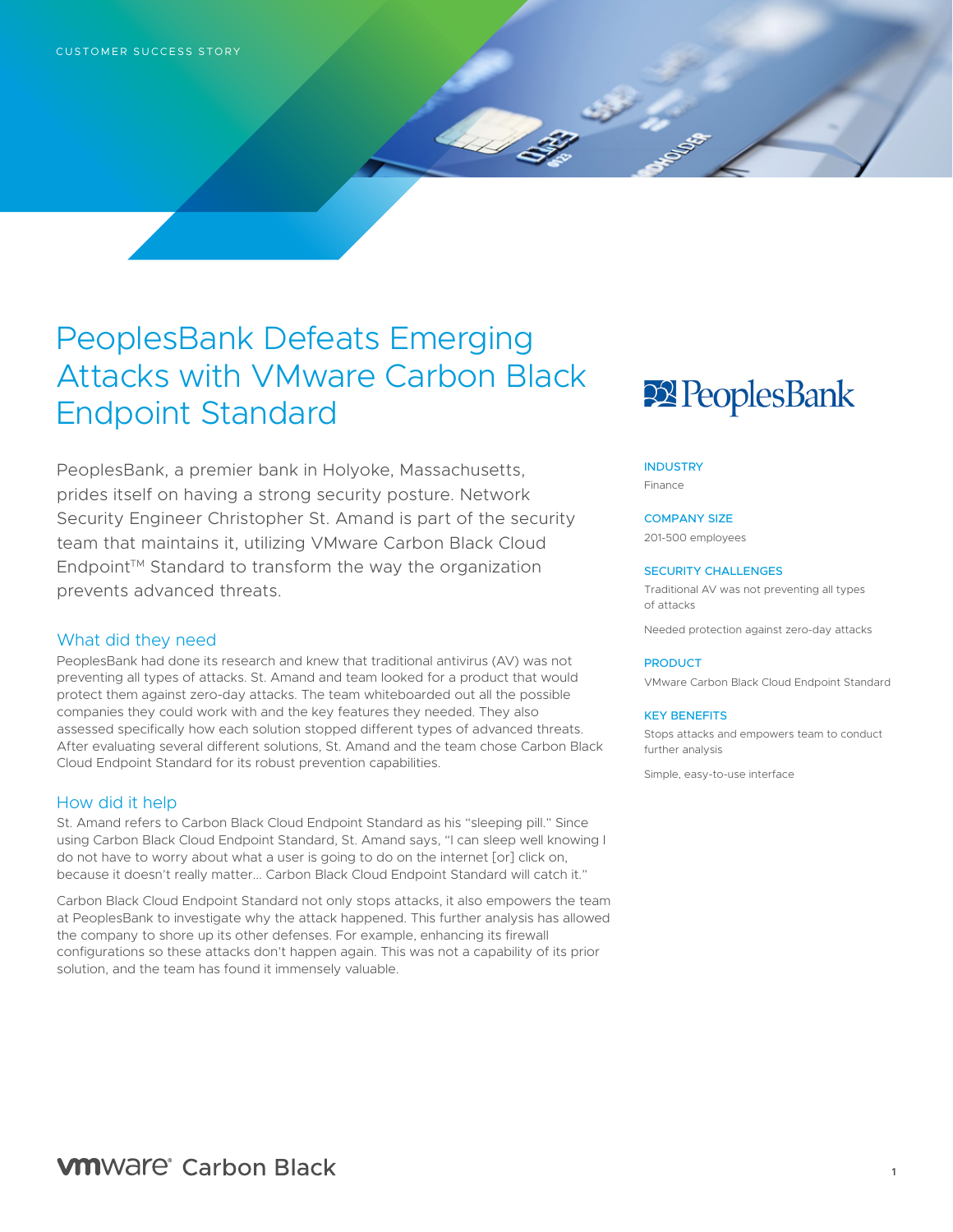CUSTOMER SUCCESS STORY

# PeoplesBank Defeats Emerging Attacks with VMware Carbon Black Endpoint Standard

PeoplesBank, a premier bank in Holyoke, Massachusetts, prides itself on having a strong security posture. Network Security Engineer Christopher St. Amand is part of the security team that maintains it, utilizing VMware Carbon Black Cloud Endpoint™ Standard to transform the way the organization prevents advanced threats.

## What did they need

PeoplesBank had done its research and knew that traditional antivirus (AV) was not preventing all types of attacks. St. Amand and team looked for a product that would protect them against zero-day attacks. The team whiteboarded out all the possible companies they could work with and the key features they needed. They also assessed specifically how each solution stopped different types of advanced threats. After evaluating several different solutions, St. Amand and the team chose Carbon Black Cloud Endpoint Standard for its robust prevention capabilities.

## How did it help

St. Amand refers to Carbon Black Cloud Endpoint Standard as his "sleeping pill." Since using Carbon Black Cloud Endpoint Standard, St. Amand says, "I can sleep well knowing I do not have to worry about what a user is going to do on the internet [or] click on, because it doesn't really matter... Carbon Black Cloud Endpoint Standard will catch it."

Carbon Black Cloud Endpoint Standard not only stops attacks, it also empowers the team at PeoplesBank to investigate why the attack happened. This further analysis has allowed the company to shore up its other defenses. For example, enhancing its firewall configurations so these attacks don't happen again. This was not a capability of its prior solution, and the team has found it immensely valuable.

PeoplesBank

**INDUSTRY**

Finance

**COMPANY SIZE**

201-500 employees

**SECURITY CHALLENGES**

Traditional AV was not preventing all types of attacks

Needed protection against zero-day attacks

**PRODUCT**

VMware Carbon Black Cloud Endpoint Standard

**KEY BENEFITS**

Stops attacks and empowers team to conduct further analysis

Simple, easy-to-use interface

vmware® Carbon Black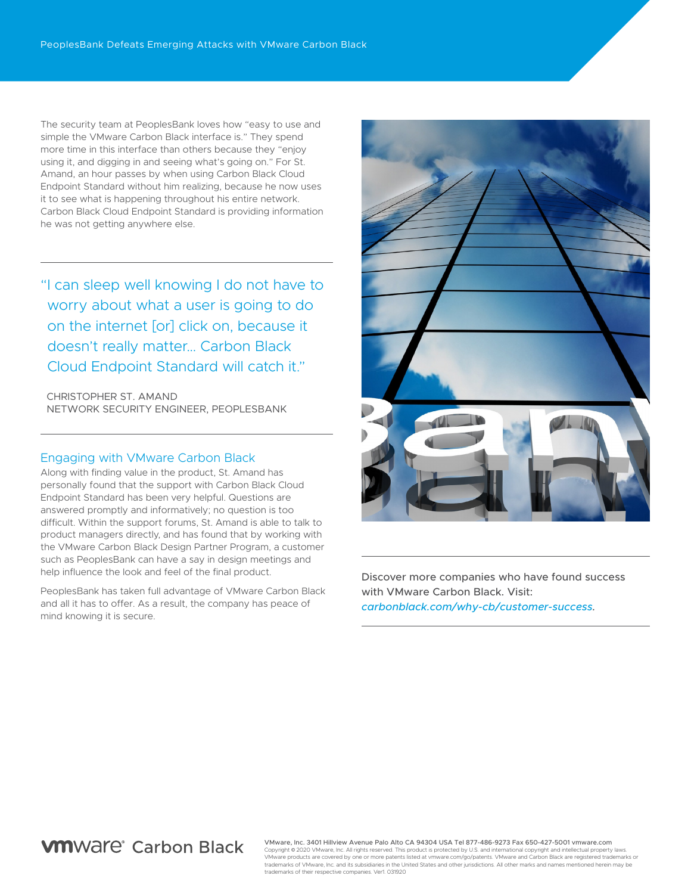The security team at PeoplesBank loves how "easy to use and simple the VMware Carbon Black interface is." They spend more time in this interface than others because they "enjoy using it, and digging in and seeing what's going on." For St. Amand, an hour passes by when using Carbon Black Cloud Endpoint Standard without him realizing, because he now uses it to see what is happening throughout his entire network. Carbon Black Cloud Endpoint Standard is providing information he was not getting anywhere else.

> "I can sleep well knowing I do not have to worry about what a user is going to do on the internet [or] click on, because it doesn't really matter… Carbon Black Cloud Endpoint Standard will catch it."
>
> CHRISTOPHER ST. AMAND
> NETWORK SECURITY ENGINEER, PEOPLESBANK

## Engaging with VMware Carbon Black

Along with finding value in the product, St. Amand has personally found that the support with Carbon Black Cloud Endpoint Standard has been very helpful. Questions are answered promptly and informatively; no question is too difficult. Within the support forums, St. Amand is able to talk to product managers directly, and has found that by working with the VMware Carbon Black Design Partner Program, a customer such as PeoplesBank can have a say in design meetings and help influence the look and feel of the final product.

PeoplesBank has taken full advantage of VMware Carbon Black and all it has to offer. As a result, the company has peace of mind knowing it is secure.

Discover more companies who have found success with VMware Carbon Black. Visit: *carbonblack.com/why-cb/customer-success*.

vmware® Carbon Black

VMware, Inc. 3401 Hillview Avenue Palo Alto CA 94304 USA Tel 877-486-9273 Fax 650-427-5001 vmware.com
Copyright © 2020 VMware, Inc. All rights reserved. This product is protected by U.S. and international copyright and intellectual property laws. VMware products are covered by one or more patents listed at vmware.com/go/patents. VMware and Carbon Black are registered trademarks or trademarks of VMware, Inc. and its subsidiaries in the United States and other jurisdictions. All other marks and names mentioned herein may be trademarks of their respective companies. Ver1. 031920